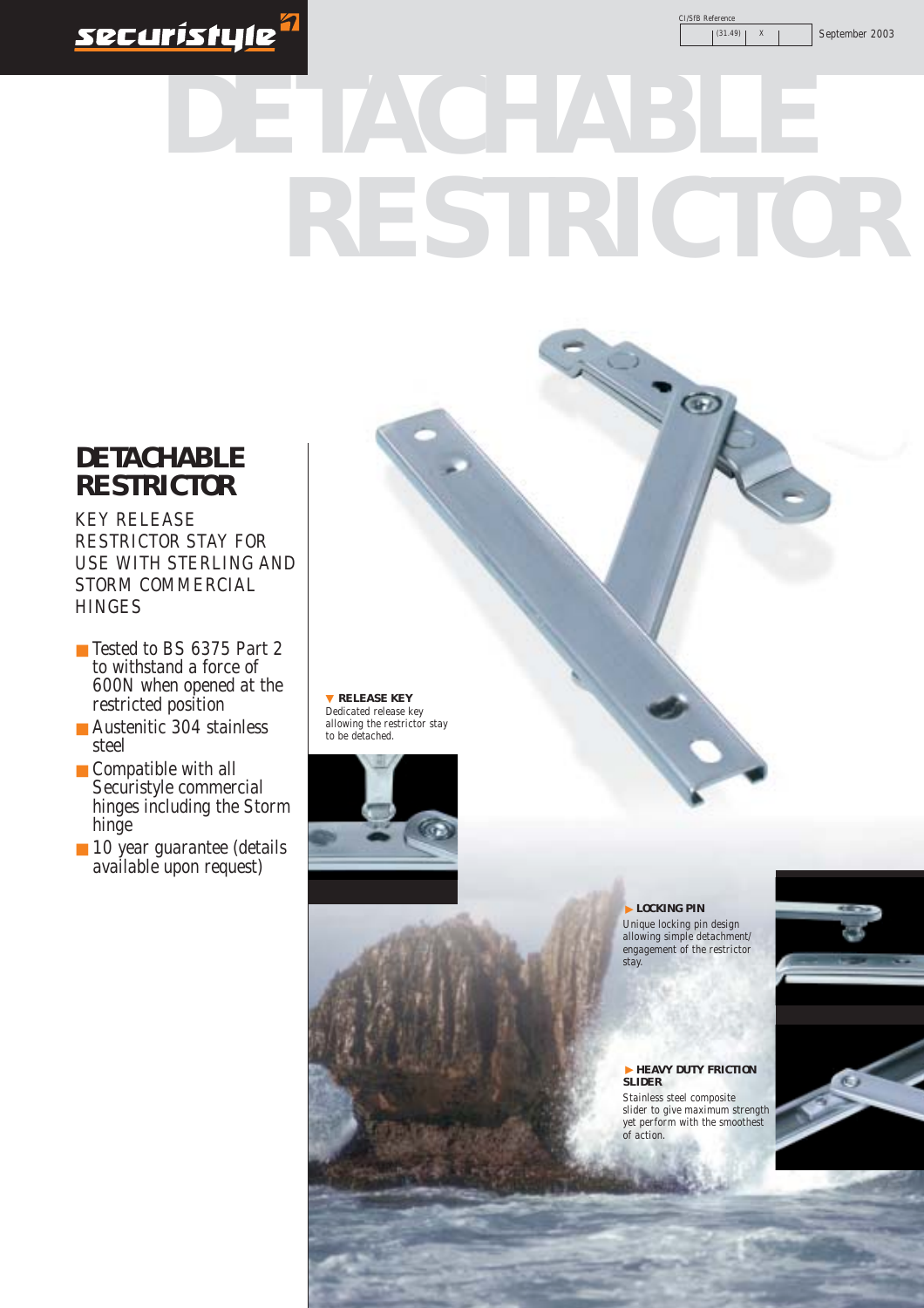CI/SfB Reference

| | (31.49) | X | |
|---|---|---|---|

September 2003

# DETACHABLE RESTRICTOR

## DETACHABLE RESTRICTOR

KEY RELEASE RESTRICTOR STAY FOR USE WITH STERLING AND STORM COMMERCIAL HINGES

- Tested to BS 6375 Part 2 to withstand a force of 600N when opened at the restricted position
- Austenitic 304 stainless steel
- Compatible with all Securistyle commercial hinges including the Storm hinge
- 10 year guarantee (details available upon request)

**RELEASE KEY**
Dedicated release key allowing the restrictor stay to be detached.

**LOCKING PIN**
Unique locking pin design allowing simple detachment/engagement of the restrictor stay.

**HEAVY DUTY FRICTION SLIDER**
Stainless steel composite slider to give maximum strength yet perform with the smoothest of action.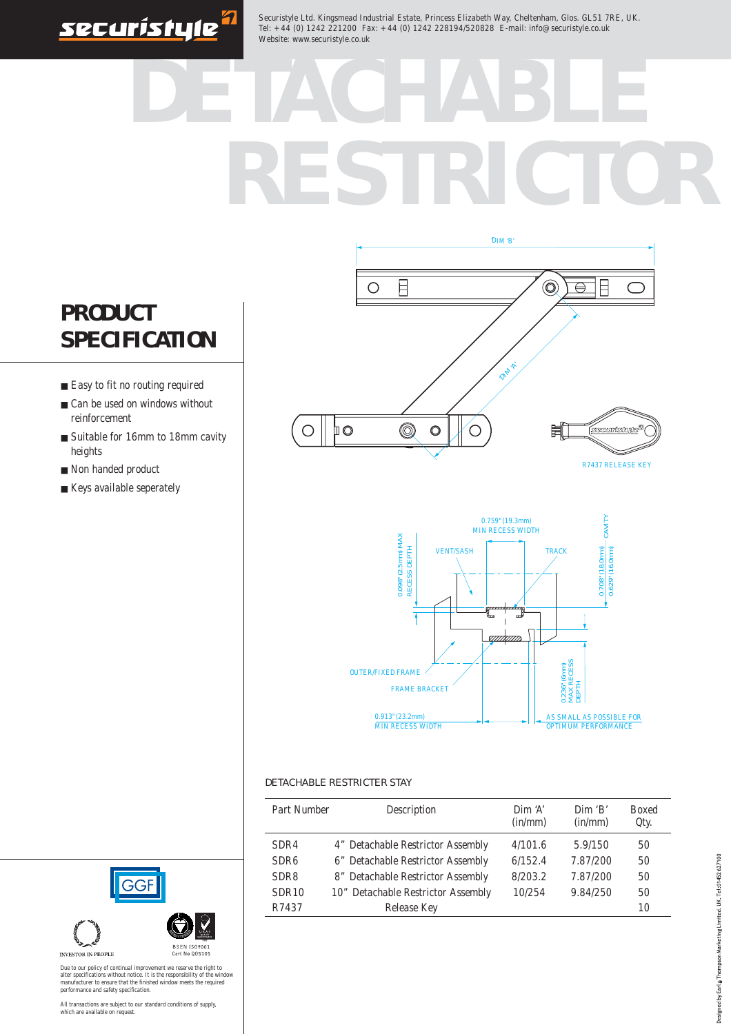Securistyle Ltd. Kingsmead Industrial Estate, Princess Elizabeth Way, Cheltenham, Glos. GL51 7RE, UK.
Tel: +44 (0) 1242 221200 Fax: +44 (0) 1242 228194/520828 E-mail: info@securistyle.co.uk
Website: www.securistyle.co.uk

# DETACHABLE RESTRICTOR

## PRODUCT SPECIFICATION

- Easy to fit no routing required
- Can be used on windows without reinforcement
- Suitable for 16mm to 18mm cavity heights
- Non handed product
- Keys available seperately

DIM 'B'

DIM 'A'

R7437 RELEASE KEY

0.759" (19.3mm)
MIN RECESS WIDTH

0.098" (2.5mm) MAX RECESS DEPTH

VENT/SASH

TRACK

CAVITY

0.708" (18.0mm)
0.629" (16.0mm)

OUTER/FIXED FRAME

FRAME BRACKET

0.236" (6mm) MAX RECESS DEPTH

0.913" (23.2mm)
MIN RECESS WIDTH

AS SMALL AS POSSIBLE FOR OPTIMUM PERFORMANCE

DETACHABLE RESTRICTER STAY

| Part Number | Description | Dim 'A' (in/mm) | Dim 'B' (in/mm) | Boxed Qty. |
|---|---|---|---|---|
| SDR4 | 4" Detachable Restrictor Assembly | 4/101.6 | 5.9/150 | 50 |
| SDR6 | 6" Detachable Restrictor Assembly | 6/152.4 | 7.87/200 | 50 |
| SDR8 | 8" Detachable Restrictor Assembly | 8/203.2 | 7.87/200 | 50 |
| SDR10 | 10" Detachable Restrictor Assembly | 10/254 | 9.84/250 | 50 |
| R7437 | Release Key | | | 10 |

GGF

INVESTOR IN PEOPLE

BS EN ISO9001
Cert No Q05105

Due to our policy of continual improvement we reserve the right to alter specifications without notice. It is the responsibility of the window manufacturer to ensure that the finished window meets the required performance and safety specification.

All transactions are subject to our standard conditions of supply, which are available on request.

Designed by Early Thompson Marketing Limited, UK. Tel: 01452 627100